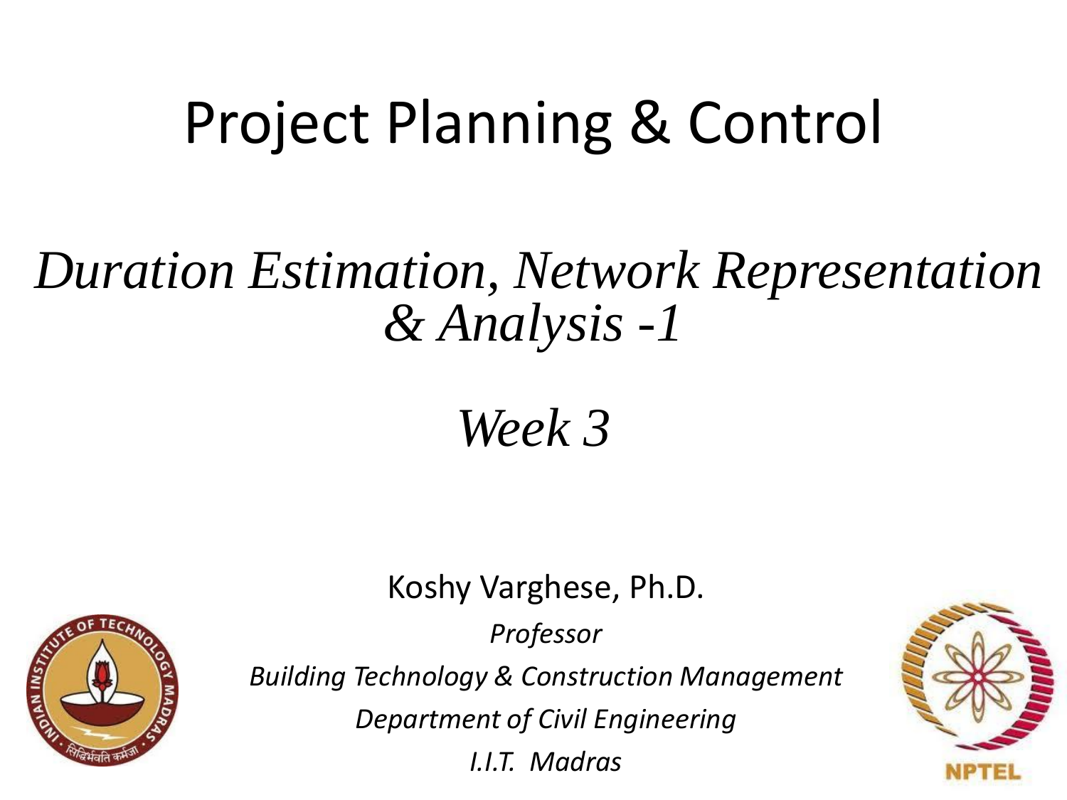# Project Planning & Control

## *Duration Estimation, Network Representation & Analysis -1*

## *Week 3*

Koshy Varghese, Ph.D.

*Professor*

*Building Technology & Construction Management*

*Department of Civil Engineering*

*I.I.T. Madras*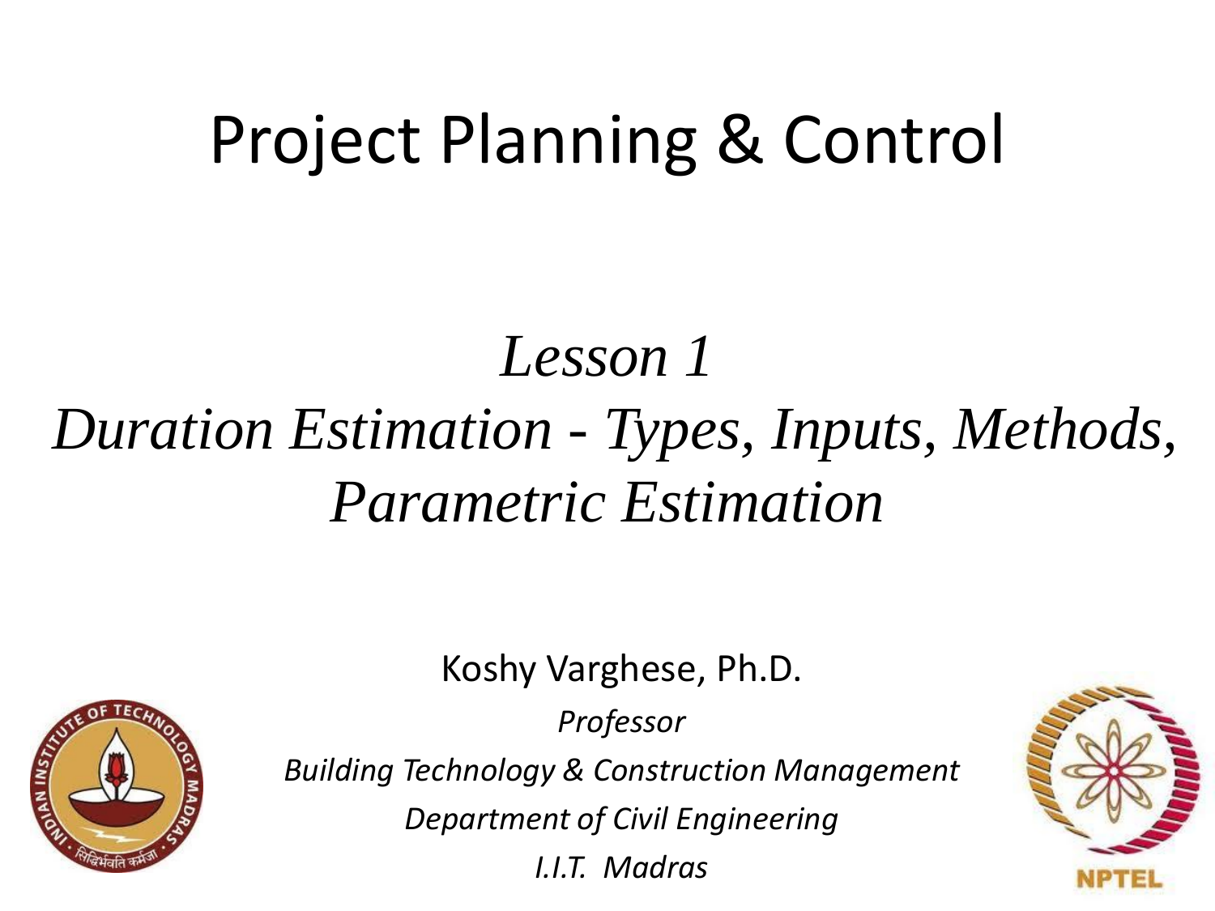# Project Planning & Control

## *Lesson 1*

## *Duration Estimation - Types, Inputs, Methods, Parametric Estimation*

Koshy Varghese, Ph.D.

*Professor*

*Building Technology & Construction Management*

*Department of Civil Engineering*

*I.I.T. Madras*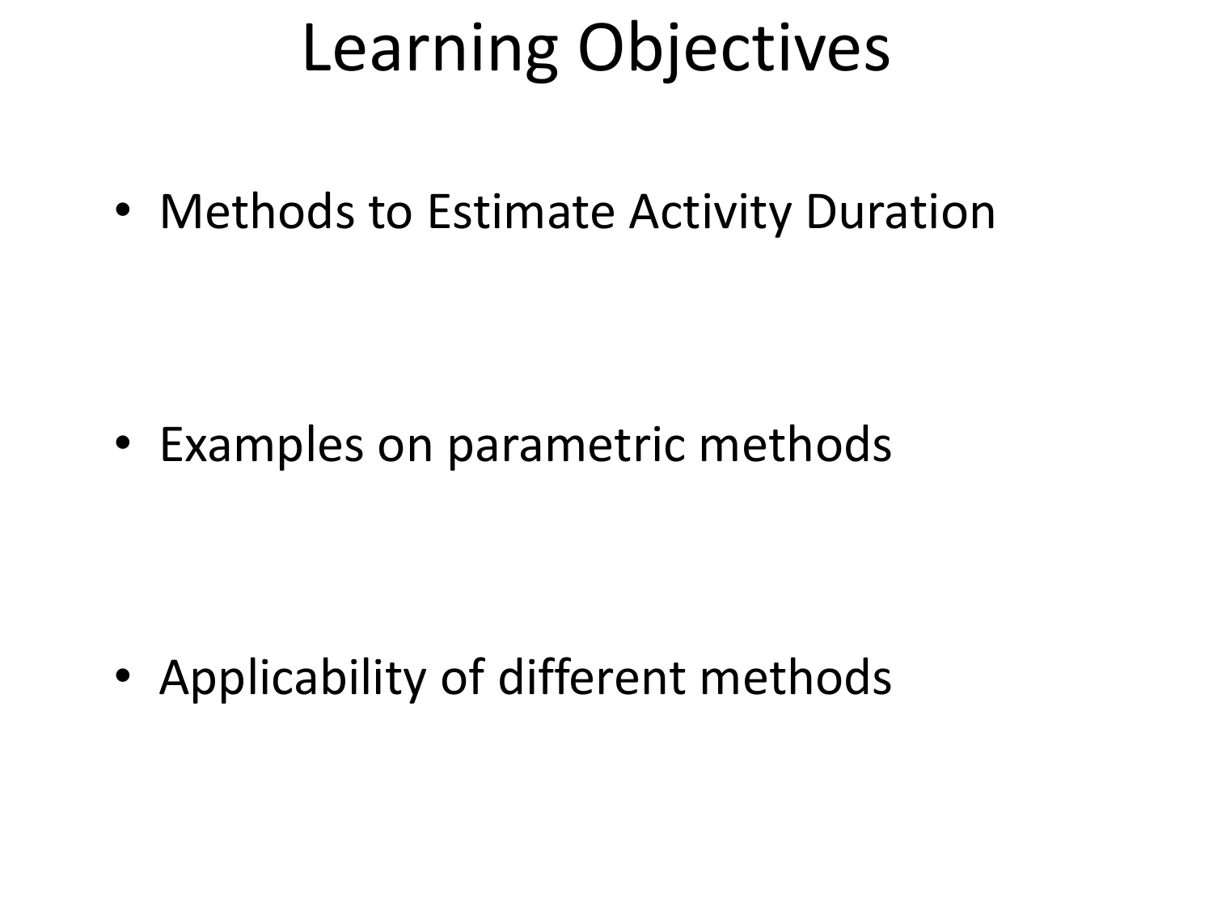# Learning Objectives

- Methods to Estimate Activity Duration

- Examples on parametric methods

- Applicability of different methods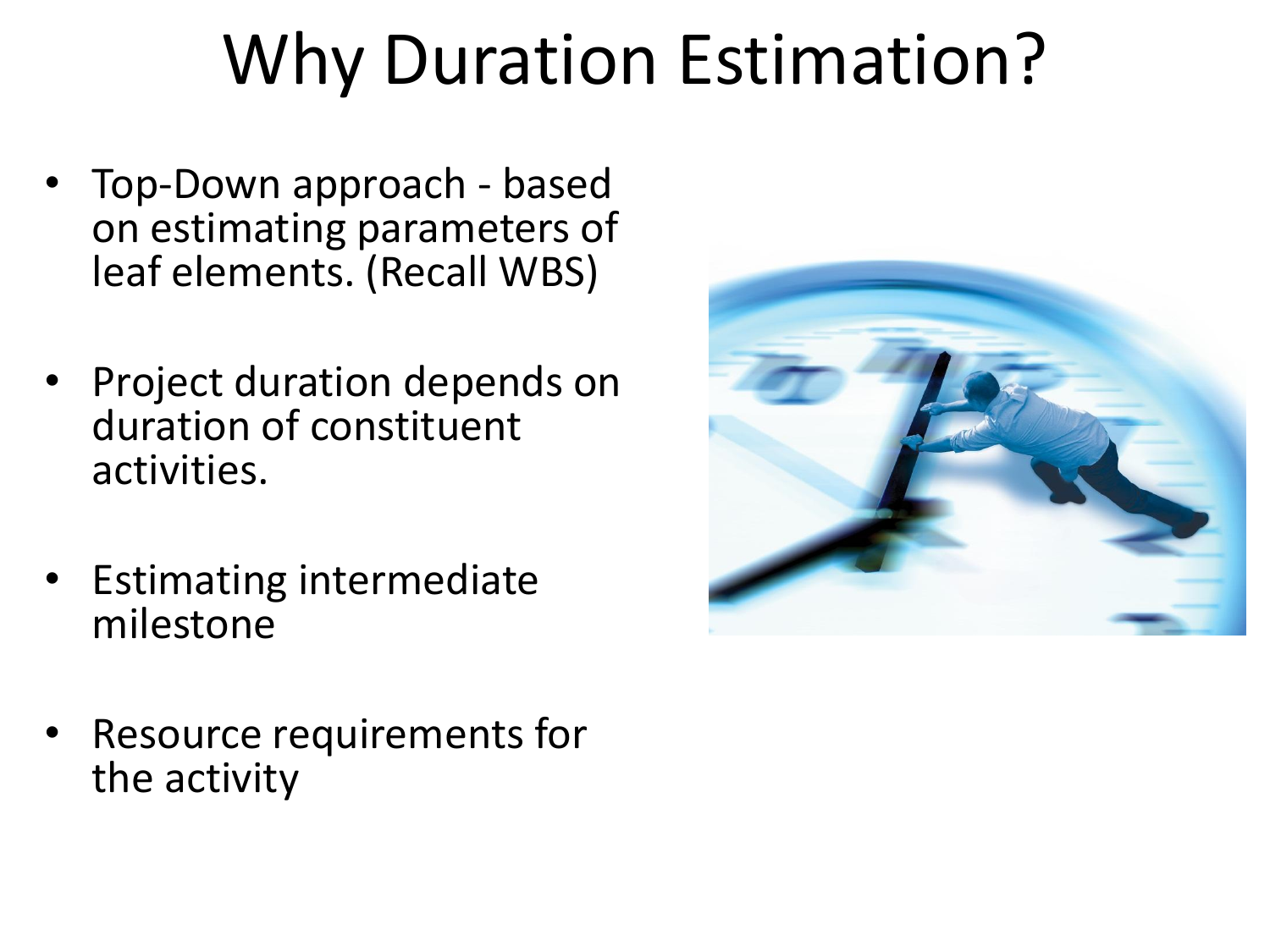# Why Duration Estimation?

- Top-Down approach - based on estimating parameters of leaf elements. (Recall WBS)
- Project duration depends on duration of constituent activities.
- Estimating intermediate milestone
- Resource requirements for the activity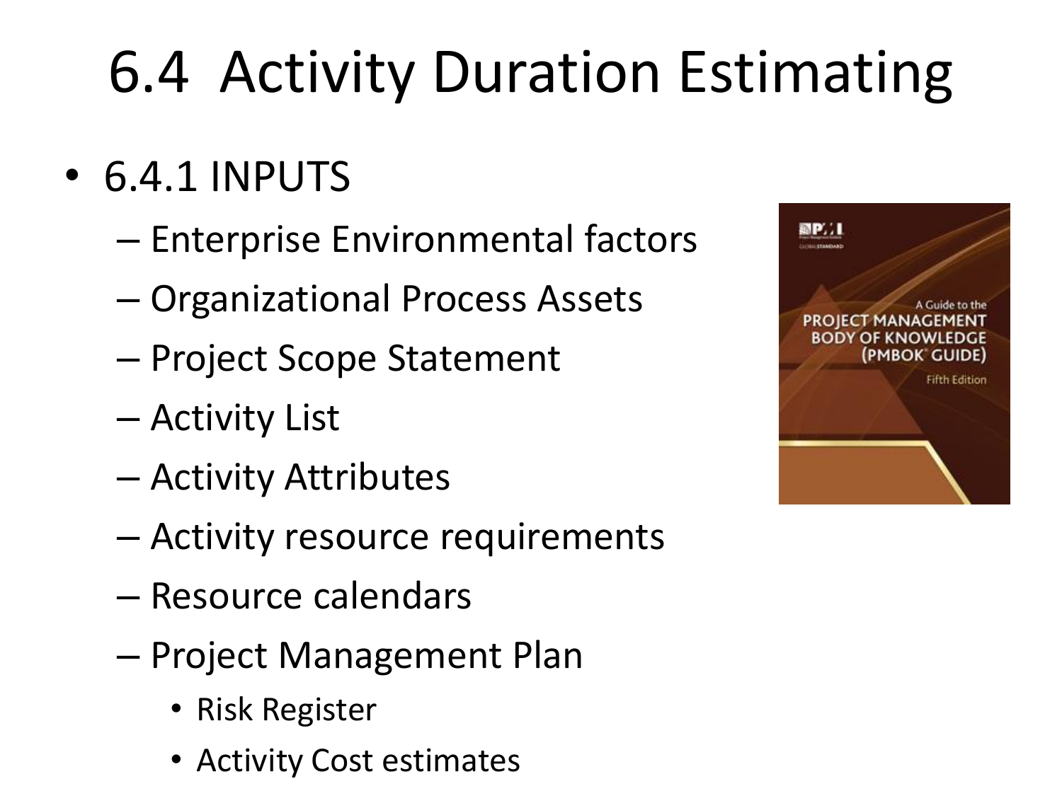# 6.4 Activity Duration Estimating

- 6.4.1 INPUTS
  - Enterprise Environmental factors
  - Organizational Process Assets
  - Project Scope Statement
  - Activity List
  - Activity Attributes
  - Activity resource requirements
  - Resource calendars
  - Project Management Plan
    - Risk Register
    - Activity Cost estimates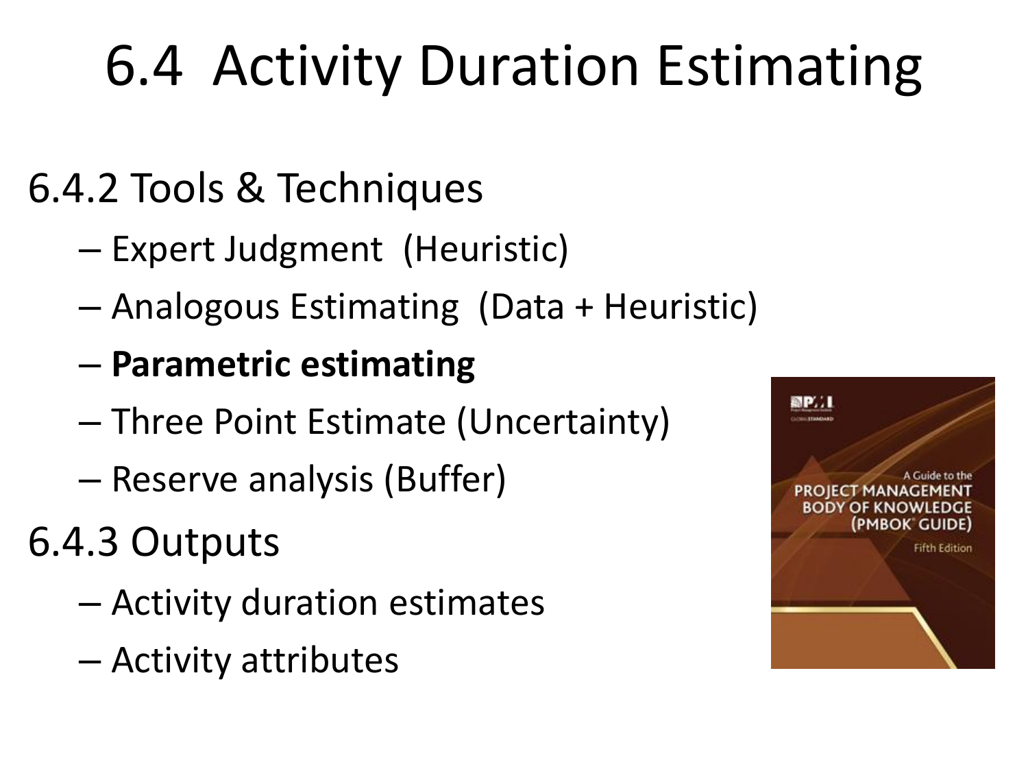# 6.4 Activity Duration Estimating

## 6.4.2 Tools & Techniques

- Expert Judgment (Heuristic)
- Analogous Estimating (Data + Heuristic)
- **Parametric estimating**
- Three Point Estimate (Uncertainty)
- Reserve analysis (Buffer)

## 6.4.3 Outputs

- Activity duration estimates
- Activity attributes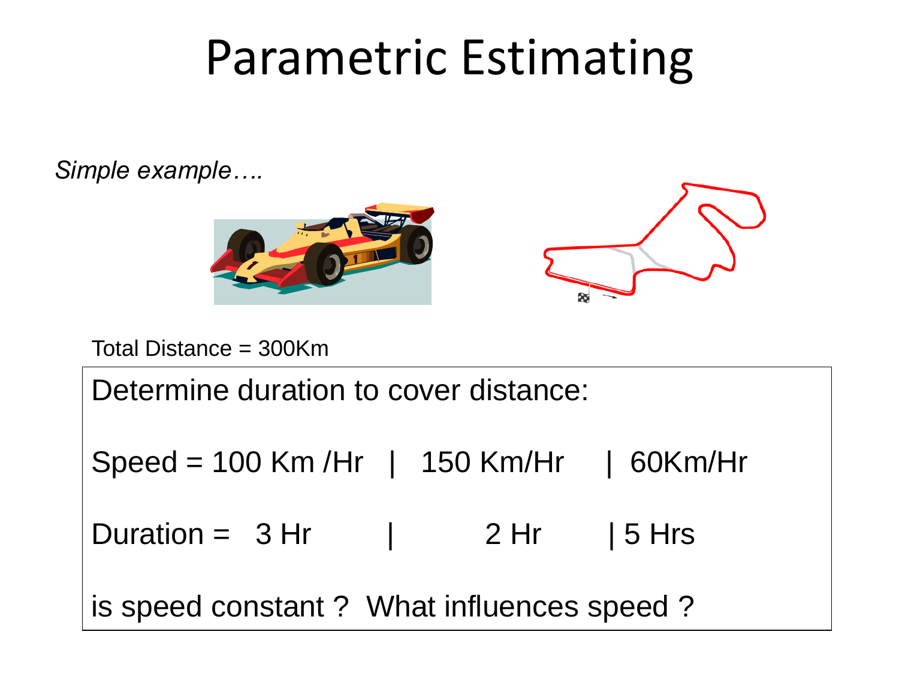# Parametric Estimating

*Simple example….*

Total Distance = 300Km

Determine duration to cover distance:

Speed = 100 Km /Hr | 150 Km/Hr | 60Km/Hr

Duration = 3 Hr | 2 Hr | 5 Hrs

is speed constant ? What influences speed ?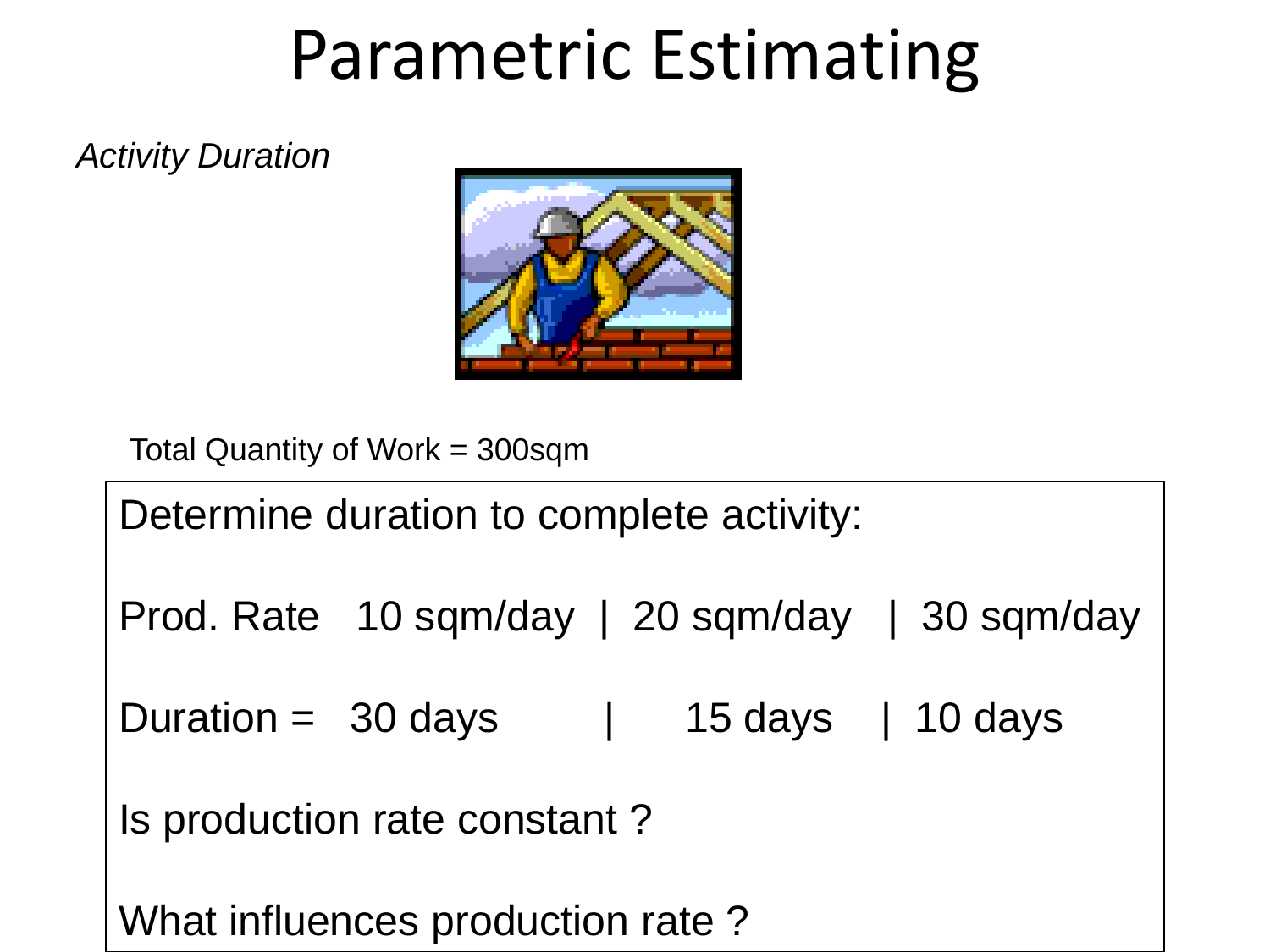# Parametric Estimating

*Activity Duration*

Total Quantity of Work = 300sqm

Determine duration to complete activity:

| | | | |
|---|---|---|---|
| Prod. Rate | 10 sqm/day | 20 sqm/day | 30 sqm/day |
| Duration = | 30 days | 15 days | 10 days |

Is production rate constant ?

What influences production rate ?